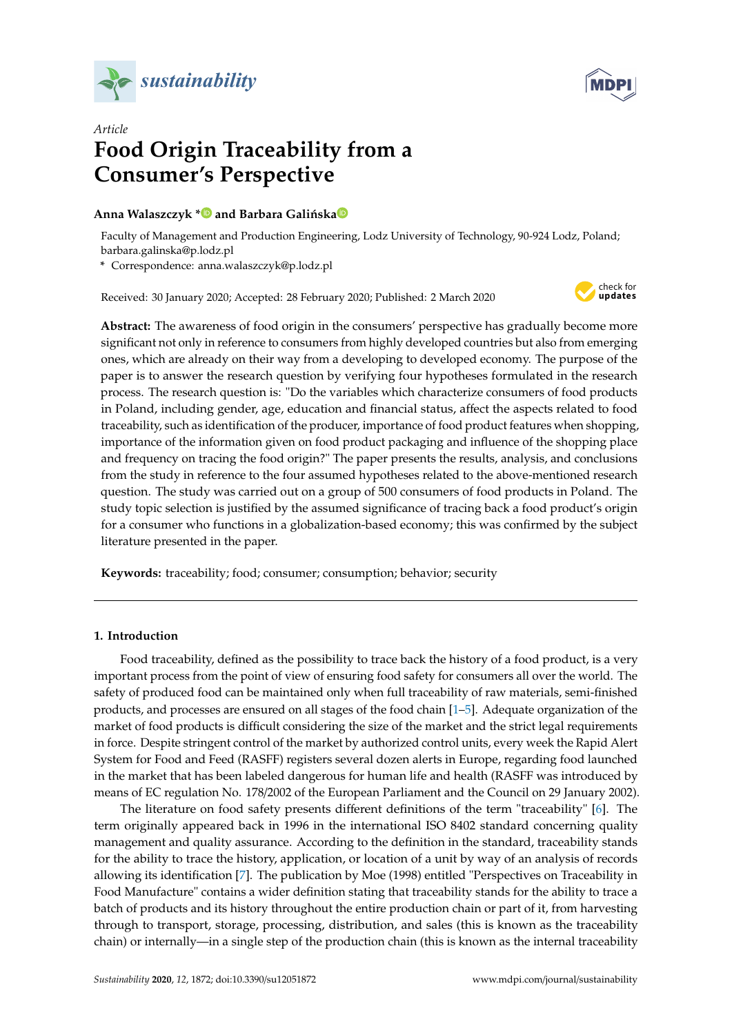*Article*

# Food Origin Traceability from a Consumer's Perspective

**Anna Walaszczyk * and Barbara Galińska**

Faculty of Management and Production Engineering, Lodz University of Technology, 90-924 Lodz, Poland; barbara.galinska@p.lodz.pl

\* Correspondence: anna.walaszczyk@p.lodz.pl

Received: 30 January 2020; Accepted: 28 February 2020; Published: 2 March 2020

**Abstract:** The awareness of food origin in the consumers' perspective has gradually become more significant not only in reference to consumers from highly developed countries but also from emerging ones, which are already on their way from a developing to developed economy. The purpose of the paper is to answer the research question by verifying four hypotheses formulated in the research process. The research question is: "Do the variables which characterize consumers of food products in Poland, including gender, age, education and financial status, affect the aspects related to food traceability, such as identification of the producer, importance of food product features when shopping, importance of the information given on food product packaging and influence of the shopping place and frequency on tracing the food origin?" The paper presents the results, analysis, and conclusions from the study in reference to the four assumed hypotheses related to the above-mentioned research question. The study was carried out on a group of 500 consumers of food products in Poland. The study topic selection is justified by the assumed significance of tracing back a food product's origin for a consumer who functions in a globalization-based economy; this was confirmed by the subject literature presented in the paper.

**Keywords:** traceability; food; consumer; consumption; behavior; security

## 1. Introduction

Food traceability, defined as the possibility to trace back the history of a food product, is a very important process from the point of view of ensuring food safety for consumers all over the world. The safety of produced food can be maintained only when full traceability of raw materials, semi-finished products, and processes are ensured on all stages of the food chain [1–5]. Adequate organization of the market of food products is difficult considering the size of the market and the strict legal requirements in force. Despite stringent control of the market by authorized control units, every week the Rapid Alert System for Food and Feed (RASFF) registers several dozen alerts in Europe, regarding food launched in the market that has been labeled dangerous for human life and health (RASFF was introduced by means of EC regulation No. 178/2002 of the European Parliament and the Council on 29 January 2002).

The literature on food safety presents different definitions of the term "traceability" [6]. The term originally appeared back in 1996 in the international ISO 8402 standard concerning quality management and quality assurance. According to the definition in the standard, traceability stands for the ability to trace the history, application, or location of a unit by way of an analysis of records allowing its identification [7]. The publication by Moe (1998) entitled "Perspectives on Traceability in Food Manufacture" contains a wider definition stating that traceability stands for the ability to trace a batch of products and its history throughout the entire production chain or part of it, from harvesting through to transport, storage, processing, distribution, and sales (this is known as the traceability chain) or internally—in a single step of the production chain (this is known as the internal traceability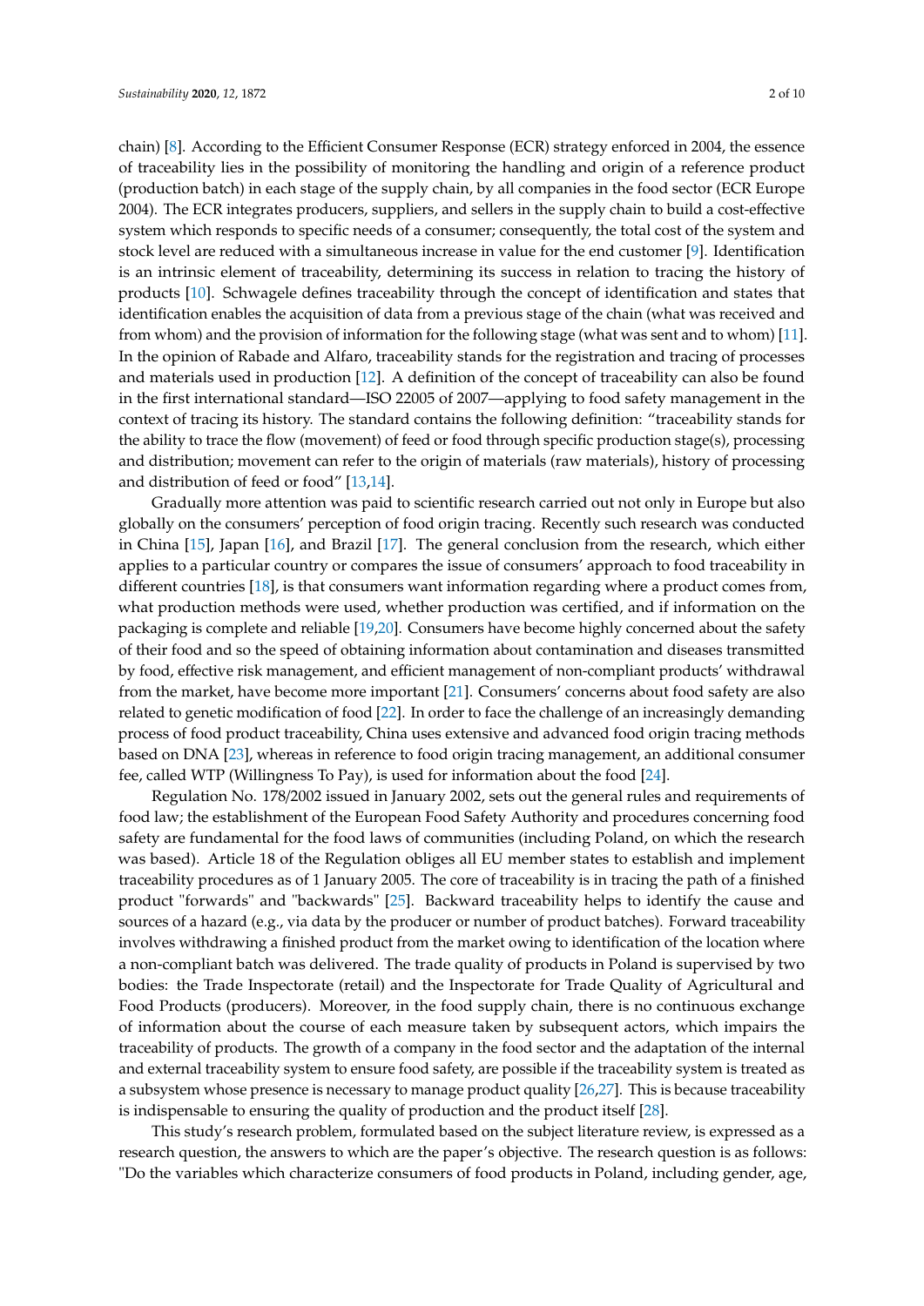chain) [8]. According to the Efficient Consumer Response (ECR) strategy enforced in 2004, the essence of traceability lies in the possibility of monitoring the handling and origin of a reference product (production batch) in each stage of the supply chain, by all companies in the food sector (ECR Europe 2004). The ECR integrates producers, suppliers, and sellers in the supply chain to build a cost-effective system which responds to specific needs of a consumer; consequently, the total cost of the system and stock level are reduced with a simultaneous increase in value for the end customer [9]. Identification is an intrinsic element of traceability, determining its success in relation to tracing the history of products [10]. Schwagele defines traceability through the concept of identification and states that identification enables the acquisition of data from a previous stage of the chain (what was received and from whom) and the provision of information for the following stage (what was sent and to whom) [11]. In the opinion of Rabade and Alfaro, traceability stands for the registration and tracing of processes and materials used in production [12]. A definition of the concept of traceability can also be found in the first international standard—ISO 22005 of 2007—applying to food safety management in the context of tracing its history. The standard contains the following definition: "traceability stands for the ability to trace the flow (movement) of feed or food through specific production stage(s), processing and distribution; movement can refer to the origin of materials (raw materials), history of processing and distribution of feed or food" [13,14].

Gradually more attention was paid to scientific research carried out not only in Europe but also globally on the consumers' perception of food origin tracing. Recently such research was conducted in China [15], Japan [16], and Brazil [17]. The general conclusion from the research, which either applies to a particular country or compares the issue of consumers' approach to food traceability in different countries [18], is that consumers want information regarding where a product comes from, what production methods were used, whether production was certified, and if information on the packaging is complete and reliable [19,20]. Consumers have become highly concerned about the safety of their food and so the speed of obtaining information about contamination and diseases transmitted by food, effective risk management, and efficient management of non-compliant products' withdrawal from the market, have become more important [21]. Consumers' concerns about food safety are also related to genetic modification of food [22]. In order to face the challenge of an increasingly demanding process of food product traceability, China uses extensive and advanced food origin tracing methods based on DNA [23], whereas in reference to food origin tracing management, an additional consumer fee, called WTP (Willingness To Pay), is used for information about the food [24].

Regulation No. 178/2002 issued in January 2002, sets out the general rules and requirements of food law; the establishment of the European Food Safety Authority and procedures concerning food safety are fundamental for the food laws of communities (including Poland, on which the research was based). Article 18 of the Regulation obliges all EU member states to establish and implement traceability procedures as of 1 January 2005. The core of traceability is in tracing the path of a finished product "forwards" and "backwards" [25]. Backward traceability helps to identify the cause and sources of a hazard (e.g., via data by the producer or number of product batches). Forward traceability involves withdrawing a finished product from the market owing to identification of the location where a non-compliant batch was delivered. The trade quality of products in Poland is supervised by two bodies: the Trade Inspectorate (retail) and the Inspectorate for Trade Quality of Agricultural and Food Products (producers). Moreover, in the food supply chain, there is no continuous exchange of information about the course of each measure taken by subsequent actors, which impairs the traceability of products. The growth of a company in the food sector and the adaptation of the internal and external traceability system to ensure food safety, are possible if the traceability system is treated as a subsystem whose presence is necessary to manage product quality [26,27]. This is because traceability is indispensable to ensuring the quality of production and the product itself [28].

This study's research problem, formulated based on the subject literature review, is expressed as a research question, the answers to which are the paper's objective. The research question is as follows: "Do the variables which characterize consumers of food products in Poland, including gender, age,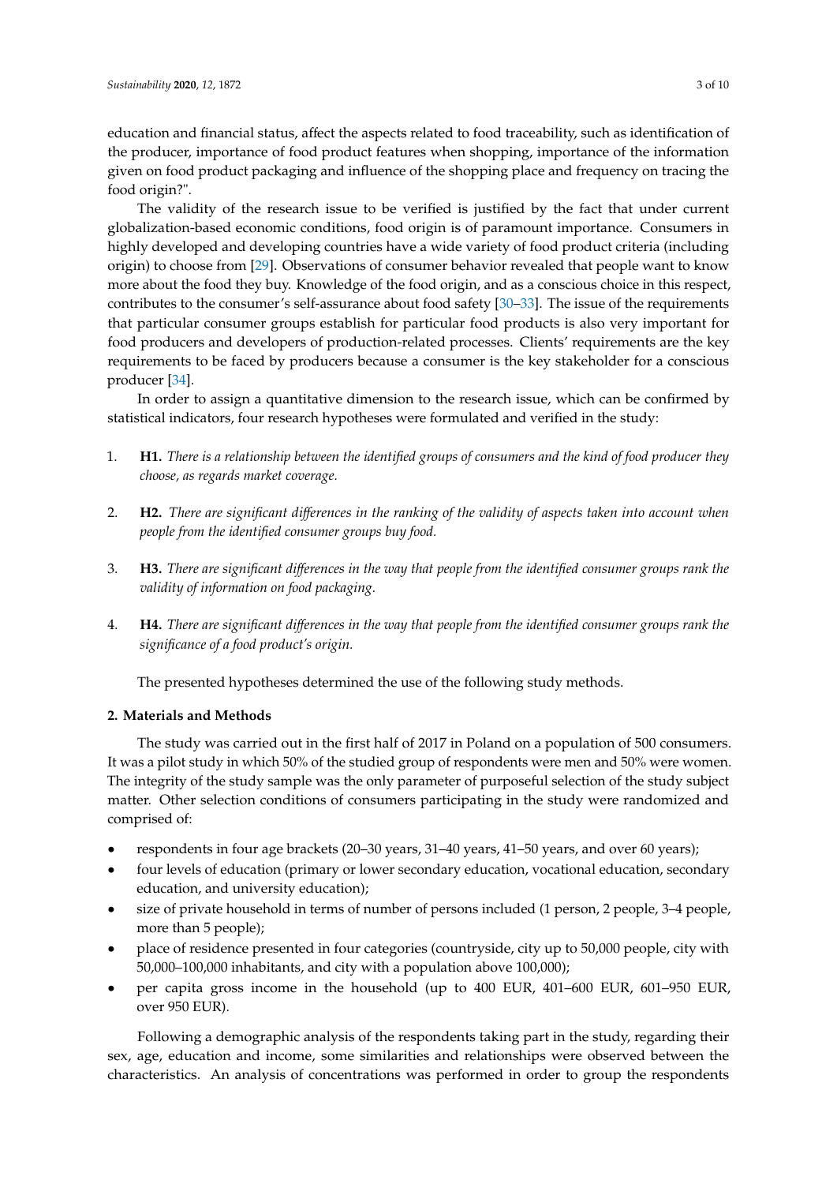education and financial status, affect the aspects related to food traceability, such as identification of the producer, importance of food product features when shopping, importance of the information given on food product packaging and influence of the shopping place and frequency on tracing the food origin?".

The validity of the research issue to be verified is justified by the fact that under current globalization-based economic conditions, food origin is of paramount importance. Consumers in highly developed and developing countries have a wide variety of food product criteria (including origin) to choose from [29]. Observations of consumer behavior revealed that people want to know more about the food they buy. Knowledge of the food origin, and as a conscious choice in this respect, contributes to the consumer's self-assurance about food safety [30–33]. The issue of the requirements that particular consumer groups establish for particular food products is also very important for food producers and developers of production-related processes. Clients' requirements are the key requirements to be faced by producers because a consumer is the key stakeholder for a conscious producer [34].

In order to assign a quantitative dimension to the research issue, which can be confirmed by statistical indicators, four research hypotheses were formulated and verified in the study:

1. **H1.** *There is a relationship between the identified groups of consumers and the kind of food producer they choose, as regards market coverage.*
2. **H2.** *There are significant differences in the ranking of the validity of aspects taken into account when people from the identified consumer groups buy food.*
3. **H3.** *There are significant differences in the way that people from the identified consumer groups rank the validity of information on food packaging.*
4. **H4.** *There are significant differences in the way that people from the identified consumer groups rank the significance of a food product's origin.*

The presented hypotheses determined the use of the following study methods.

## 2. Materials and Methods

The study was carried out in the first half of 2017 in Poland on a population of 500 consumers. It was a pilot study in which 50% of the studied group of respondents were men and 50% were women. The integrity of the study sample was the only parameter of purposeful selection of the study subject matter. Other selection conditions of consumers participating in the study were randomized and comprised of:

- respondents in four age brackets (20–30 years, 31–40 years, 41–50 years, and over 60 years);
- four levels of education (primary or lower secondary education, vocational education, secondary education, and university education);
- size of private household in terms of number of persons included (1 person, 2 people, 3–4 people, more than 5 people);
- place of residence presented in four categories (countryside, city up to 50,000 people, city with 50,000–100,000 inhabitants, and city with a population above 100,000);
- per capita gross income in the household (up to 400 EUR, 401–600 EUR, 601–950 EUR, over 950 EUR).

Following a demographic analysis of the respondents taking part in the study, regarding their sex, age, education and income, some similarities and relationships were observed between the characteristics. An analysis of concentrations was performed in order to group the respondents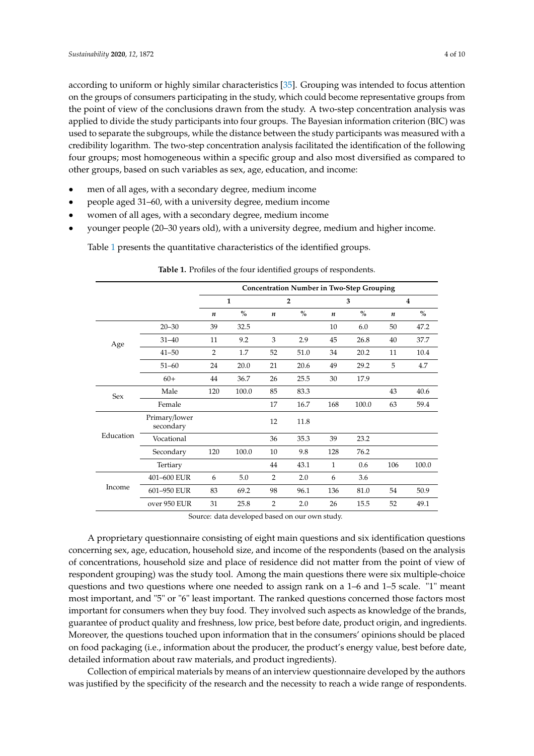according to uniform or highly similar characteristics [35]. Grouping was intended to focus attention on the groups of consumers participating in the study, which could become representative groups from the point of view of the conclusions drawn from the study. A two-step concentration analysis was applied to divide the study participants into four groups. The Bayesian information criterion (BIC) was used to separate the subgroups, while the distance between the study participants was measured with a credibility logarithm. The two-step concentration analysis facilitated the identification of the following four groups; most homogeneous within a specific group and also most diversified as compared to other groups, based on such variables as sex, age, education, and income:

- men of all ages, with a secondary degree, medium income
- people aged 31–60, with a university degree, medium income
- women of all ages, with a secondary degree, medium income
- younger people (20–30 years old), with a university degree, medium and higher income.

Table 1 presents the quantitative characteristics of the identified groups.

**Table 1.** Profiles of the four identified groups of respondents.

| | | Concentration Number in Two-Step Grouping | | | | | | | |
|---|---|---|---|---|---|---|---|---|---|
| | | 1 | | 2 | | 3 | | 4 | |
| | | *n* | % | *n* | % | *n* | % | *n* | % |
| Age | 20–30 | 39 | 32.5 | | | 10 | 6.0 | 50 | 47.2 |
| | 31–40 | 11 | 9.2 | 3 | 2.9 | 45 | 26.8 | 40 | 37.7 |
| | 41–50 | 2 | 1.7 | 52 | 51.0 | 34 | 20.2 | 11 | 10.4 |
| | 51–60 | 24 | 20.0 | 21 | 20.6 | 49 | 29.2 | 5 | 4.7 |
| | 60+ | 44 | 36.7 | 26 | 25.5 | 30 | 17.9 | | |
| Sex | Male | 120 | 100.0 | 85 | 83.3 | | | 43 | 40.6 |
| | Female | | | 17 | 16.7 | 168 | 100.0 | 63 | 59.4 |
| Education | Primary/lower secondary | | | 12 | 11.8 | | | | |
| | Vocational | | | 36 | 35.3 | 39 | 23.2 | | |
| | Secondary | 120 | 100.0 | 10 | 9.8 | 128 | 76.2 | | |
| | Tertiary | | | 44 | 43.1 | 1 | 0.6 | 106 | 100.0 |
| Income | 401–600 EUR | 6 | 5.0 | 2 | 2.0 | 6 | 3.6 | | |
| | 601–950 EUR | 83 | 69.2 | 98 | 96.1 | 136 | 81.0 | 54 | 50.9 |
| | over 950 EUR | 31 | 25.8 | 2 | 2.0 | 26 | 15.5 | 52 | 49.1 |

Source: data developed based on our own study.

A proprietary questionnaire consisting of eight main questions and six identification questions concerning sex, age, education, household size, and income of the respondents (based on the analysis of concentrations, household size and place of residence did not matter from the point of view of respondent grouping) was the study tool. Among the main questions there were six multiple-choice questions and two questions where one needed to assign rank on a 1–6 and 1–5 scale. "1" meant most important, and "5" or "6" least important. The ranked questions concerned those factors most important for consumers when they buy food. They involved such aspects as knowledge of the brands, guarantee of product quality and freshness, low price, best before date, product origin, and ingredients. Moreover, the questions touched upon information that in the consumers' opinions should be placed on food packaging (i.e., information about the producer, the product's energy value, best before date, detailed information about raw materials, and product ingredients).

Collection of empirical materials by means of an interview questionnaire developed by the authors was justified by the specificity of the research and the necessity to reach a wide range of respondents.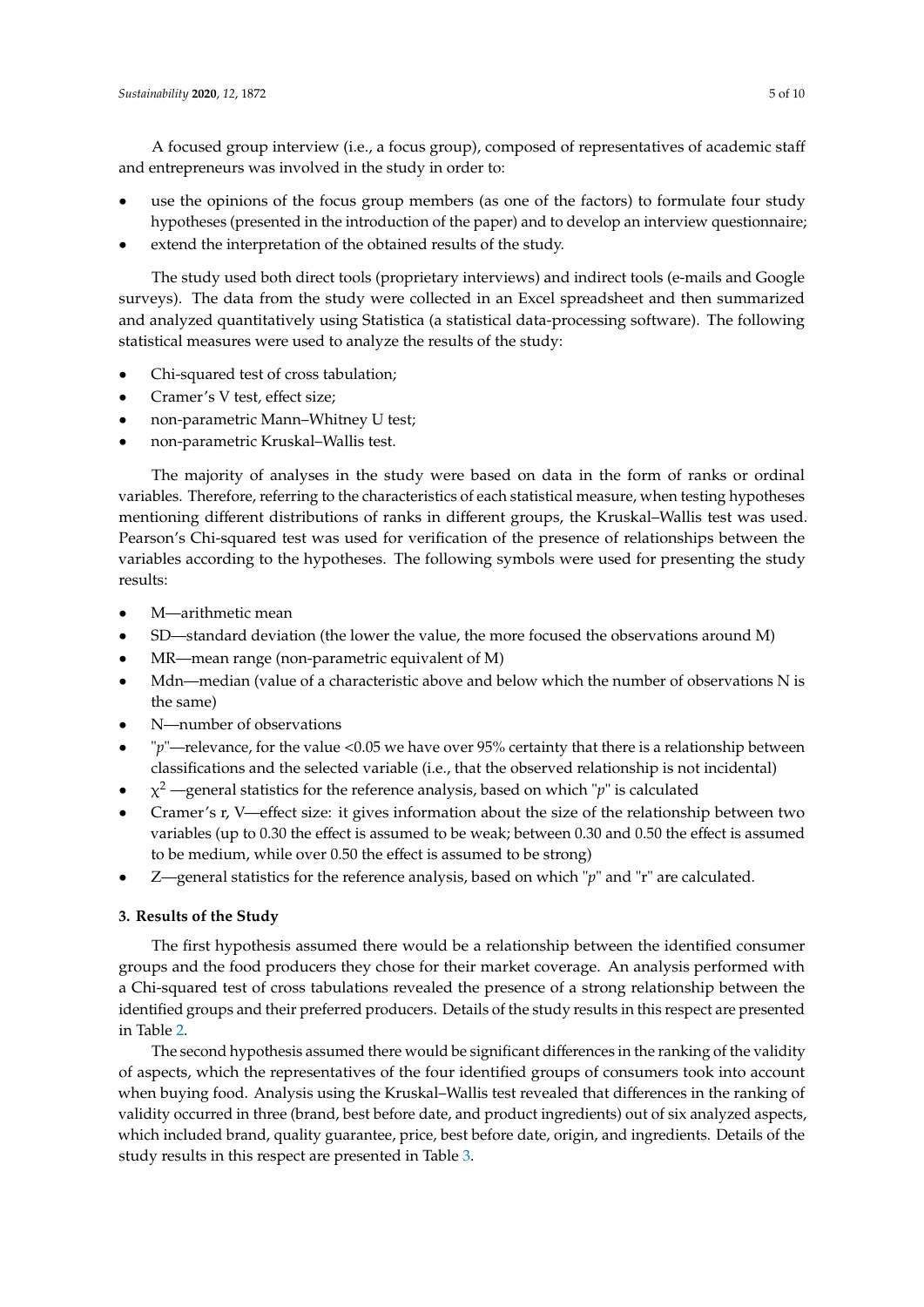A focused group interview (i.e., a focus group), composed of representatives of academic staff and entrepreneurs was involved in the study in order to:

- use the opinions of the focus group members (as one of the factors) to formulate four study hypotheses (presented in the introduction of the paper) and to develop an interview questionnaire;
- extend the interpretation of the obtained results of the study.

The study used both direct tools (proprietary interviews) and indirect tools (e-mails and Google surveys). The data from the study were collected in an Excel spreadsheet and then summarized and analyzed quantitatively using Statistica (a statistical data-processing software). The following statistical measures were used to analyze the results of the study:

- Chi-squared test of cross tabulation;
- Cramer's V test, effect size;
- non-parametric Mann–Whitney U test;
- non-parametric Kruskal–Wallis test.

The majority of analyses in the study were based on data in the form of ranks or ordinal variables. Therefore, referring to the characteristics of each statistical measure, when testing hypotheses mentioning different distributions of ranks in different groups, the Kruskal–Wallis test was used. Pearson's Chi-squared test was used for verification of the presence of relationships between the variables according to the hypotheses. The following symbols were used for presenting the study results:

- M—arithmetic mean
- SD—standard deviation (the lower the value, the more focused the observations around M)
- MR—mean range (non-parametric equivalent of M)
- Mdn—median (value of a characteristic above and below which the number of observations N is the same)
- N—number of observations
- "*p*"—relevance, for the value $<0.05$ we have over 95% certainty that there is a relationship between classifications and the selected variable (i.e., that the observed relationship is not incidental)
- $\chi^2$ —general statistics for the reference analysis, based on which "*p*" is calculated
- Cramer's r, V—effect size: it gives information about the size of the relationship between two variables (up to 0.30 the effect is assumed to be weak; between 0.30 and 0.50 the effect is assumed to be medium, while over 0.50 the effect is assumed to be strong)
- Z—general statistics for the reference analysis, based on which "*p*" and "r" are calculated.

## 3. Results of the Study

The first hypothesis assumed there would be a relationship between the identified consumer groups and the food producers they chose for their market coverage. An analysis performed with a Chi-squared test of cross tabulations revealed the presence of a strong relationship between the identified groups and their preferred producers. Details of the study results in this respect are presented in Table 2.

The second hypothesis assumed there would be significant differences in the ranking of the validity of aspects, which the representatives of the four identified groups of consumers took into account when buying food. Analysis using the Kruskal–Wallis test revealed that differences in the ranking of validity occurred in three (brand, best before date, and product ingredients) out of six analyzed aspects, which included brand, quality guarantee, price, best before date, origin, and ingredients. Details of the study results in this respect are presented in Table 3.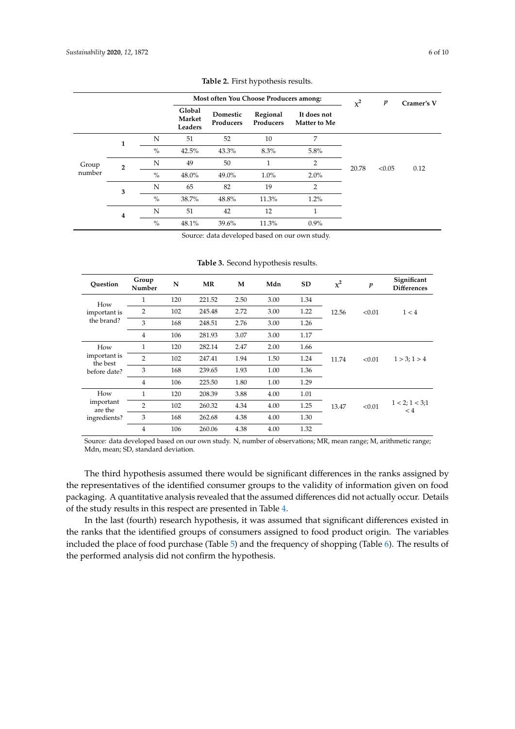**Table 2.** First hypothesis results.

| | | | Most often You Choose Producers among: | | | | $\chi^2$ | $p$ | Cramer's V |
|---|---|---|---|---|---|---|---|---|---|
| | | | Global Market Leaders | Domestic Producers | Regional Producers | It does not Matter to Me | | | |
| Group number | 1 | N | 51 | 52 | 10 | 7 | 20.78 | <0.05 | 0.12 |
| | | % | 42.5% | 43.3% | 8.3% | 5.8% | | | |
| | 2 | N | 49 | 50 | 1 | 2 | | | |
| | | % | 48.0% | 49.0% | 1.0% | 2.0% | | | |
| | 3 | N | 65 | 82 | 19 | 2 | | | |
| | | % | 38.7% | 48.8% | 11.3% | 1.2% | | | |
| | 4 | N | 51 | 42 | 12 | 1 | | | |
| | | % | 48.1% | 39.6% | 11.3% | 0.9% | | | |

Source: data developed based on our own study.

**Table 3.** Second hypothesis results.

| Question | Group Number | N | MR | M | Mdn | SD | $\chi^2$ | $p$ | Significant Differences |
|---|---|---|---|---|---|---|---|---|---|
| How important is the brand? | 1 | 120 | 221.52 | 2.50 | 3.00 | 1.34 | 12.56 | <0.01 | 1 < 4 |
| | 2 | 102 | 245.48 | 2.72 | 3.00 | 1.22 | | | |
| | 3 | 168 | 248.51 | 2.76 | 3.00 | 1.26 | | | |
| | 4 | 106 | 281.93 | 3.07 | 3.00 | 1.17 | | | |
| How important is the best before date? | 1 | 120 | 282.14 | 2.47 | 2.00 | 1.66 | 11.74 | <0.01 | 1 > 3; 1 > 4 |
| | 2 | 102 | 247.41 | 1.94 | 1.50 | 1.24 | | | |
| | 3 | 168 | 239.65 | 1.93 | 1.00 | 1.36 | | | |
| | 4 | 106 | 225.50 | 1.80 | 1.00 | 1.29 | | | |
| How important are the ingredients? | 1 | 120 | 208.39 | 3.88 | 4.00 | 1.01 | 13.47 | <0.01 | 1 < 2; 1 < 3;1 < 4 |
| | 2 | 102 | 260.32 | 4.34 | 4.00 | 1.25 | | | |
| | 3 | 168 | 262.68 | 4.38 | 4.00 | 1.30 | | | |
| | 4 | 106 | 260.06 | 4.38 | 4.00 | 1.32 | | | |

Source: data developed based on our own study. N, number of observations; MR, mean range; M, arithmetic range; Mdn, mean; SD, standard deviation.

The third hypothesis assumed there would be significant differences in the ranks assigned by the representatives of the identified consumer groups to the validity of information given on food packaging. A quantitative analysis revealed that the assumed differences did not actually occur. Details of the study results in this respect are presented in Table 4.

In the last (fourth) research hypothesis, it was assumed that significant differences existed in the ranks that the identified groups of consumers assigned to food product origin. The variables included the place of food purchase (Table 5) and the frequency of shopping (Table 6). The results of the performed analysis did not confirm the hypothesis.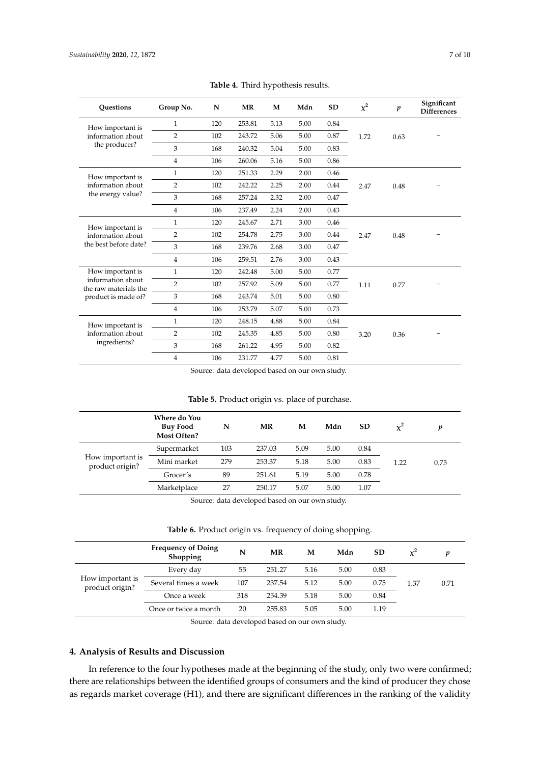**Table 4.** Third hypothesis results.

| Questions | Group No. | N | MR | M | Mdn | SD | $\chi^2$ | $p$ | Significant Differences |
|---|---|---|---|---|---|---|---|---|---|
| How important is information about the producer? | 1 | 120 | 253.81 | 5.13 | 5.00 | 0.84 | 1.72 | 0.63 | – |
| | 2 | 102 | 243.72 | 5.06 | 5.00 | 0.87 | | | |
| | 3 | 168 | 240.32 | 5.04 | 5.00 | 0.83 | | | |
| | 4 | 106 | 260.06 | 5.16 | 5.00 | 0.86 | | | |
| How important is information about the energy value? | 1 | 120 | 251.33 | 2.29 | 2.00 | 0.46 | 2.47 | 0.48 | – |
| | 2 | 102 | 242.22 | 2.25 | 2.00 | 0.44 | | | |
| | 3 | 168 | 257.24 | 2.32 | 2.00 | 0.47 | | | |
| | 4 | 106 | 237.49 | 2.24 | 2.00 | 0.43 | | | |
| How important is information about the best before date? | 1 | 120 | 245.67 | 2.71 | 3.00 | 0.46 | 2.47 | 0.48 | – |
| | 2 | 102 | 254.78 | 2.75 | 3.00 | 0.44 | | | |
| | 3 | 168 | 239.76 | 2.68 | 3.00 | 0.47 | | | |
| | 4 | 106 | 259.51 | 2.76 | 3.00 | 0.43 | | | |
| How important is information about the raw materials the product is made of? | 1 | 120 | 242.48 | 5.00 | 5.00 | 0.77 | 1.11 | 0.77 | – |
| | 2 | 102 | 257.92 | 5.09 | 5.00 | 0.77 | | | |
| | 3 | 168 | 243.74 | 5.01 | 5.00 | 0.80 | | | |
| | 4 | 106 | 253.79 | 5.07 | 5.00 | 0.73 | | | |
| How important is information about ingredients? | 1 | 120 | 248.15 | 4.88 | 5.00 | 0.84 | 3.20 | 0.36 | – |
| | 2 | 102 | 245.35 | 4.85 | 5.00 | 0.80 | | | |
| | 3 | 168 | 261.22 | 4.95 | 5.00 | 0.82 | | | |
| | 4 | 106 | 231.77 | 4.77 | 5.00 | 0.81 | | | |

Source: data developed based on our own study.

**Table 5.** Product origin vs. place of purchase.

| | Where do You Buy Food Most Often? | N | MR | M | Mdn | SD | $\chi^2$ | $p$ |
|---|---|---|---|---|---|---|---|---|
| How important is product origin? | Supermarket | 103 | 237.03 | 5.09 | 5.00 | 0.84 | 1.22 | 0.75 |
| | Mini market | 279 | 253.37 | 5.18 | 5.00 | 0.83 | | |
| | Grocer's | 89 | 251.61 | 5.19 | 5.00 | 0.78 | | |
| | Marketplace | 27 | 250.17 | 5.07 | 5.00 | 1.07 | | |

Source: data developed based on our own study.

**Table 6.** Product origin vs. frequency of doing shopping.

| | Frequency of Doing Shopping | N | MR | M | Mdn | SD | $\chi^2$ | $p$ |
|---|---|---|---|---|---|---|---|---|
| How important is product origin? | Every day | 55 | 251.27 | 5.16 | 5.00 | 0.83 | 1.37 | 0.71 |
| | Several times a week | 107 | 237.54 | 5.12 | 5.00 | 0.75 | | |
| | Once a week | 318 | 254.39 | 5.18 | 5.00 | 0.84 | | |
| | Once or twice a month | 20 | 255.83 | 5.05 | 5.00 | 1.19 | | |

Source: data developed based on our own study.

## 4. Analysis of Results and Discussion

In reference to the four hypotheses made at the beginning of the study, only two were confirmed; there are relationships between the identified groups of consumers and the kind of producer they chose as regards market coverage (H1), and there are significant differences in the ranking of the validity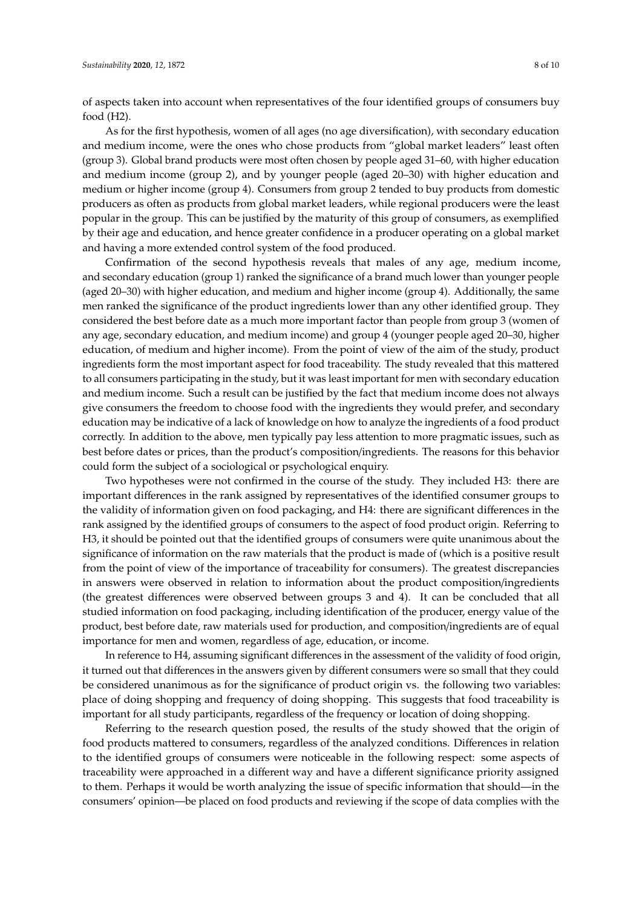of aspects taken into account when representatives of the four identified groups of consumers buy food (H2).

As for the first hypothesis, women of all ages (no age diversification), with secondary education and medium income, were the ones who chose products from "global market leaders" least often (group 3). Global brand products were most often chosen by people aged 31–60, with higher education and medium income (group 2), and by younger people (aged 20–30) with higher education and medium or higher income (group 4). Consumers from group 2 tended to buy products from domestic producers as often as products from global market leaders, while regional producers were the least popular in the group. This can be justified by the maturity of this group of consumers, as exemplified by their age and education, and hence greater confidence in a producer operating on a global market and having a more extended control system of the food produced.

Confirmation of the second hypothesis reveals that males of any age, medium income, and secondary education (group 1) ranked the significance of a brand much lower than younger people (aged 20–30) with higher education, and medium and higher income (group 4). Additionally, the same men ranked the significance of the product ingredients lower than any other identified group. They considered the best before date as a much more important factor than people from group 3 (women of any age, secondary education, and medium income) and group 4 (younger people aged 20–30, higher education, of medium and higher income). From the point of view of the aim of the study, product ingredients form the most important aspect for food traceability. The study revealed that this mattered to all consumers participating in the study, but it was least important for men with secondary education and medium income. Such a result can be justified by the fact that medium income does not always give consumers the freedom to choose food with the ingredients they would prefer, and secondary education may be indicative of a lack of knowledge on how to analyze the ingredients of a food product correctly. In addition to the above, men typically pay less attention to more pragmatic issues, such as best before dates or prices, than the product's composition/ingredients. The reasons for this behavior could form the subject of a sociological or psychological enquiry.

Two hypotheses were not confirmed in the course of the study. They included H3: there are important differences in the rank assigned by representatives of the identified consumer groups to the validity of information given on food packaging, and H4: there are significant differences in the rank assigned by the identified groups of consumers to the aspect of food product origin. Referring to H3, it should be pointed out that the identified groups of consumers were quite unanimous about the significance of information on the raw materials that the product is made of (which is a positive result from the point of view of the importance of traceability for consumers). The greatest discrepancies in answers were observed in relation to information about the product composition/ingredients (the greatest differences were observed between groups 3 and 4). It can be concluded that all studied information on food packaging, including identification of the producer, energy value of the product, best before date, raw materials used for production, and composition/ingredients are of equal importance for men and women, regardless of age, education, or income.

In reference to H4, assuming significant differences in the assessment of the validity of food origin, it turned out that differences in the answers given by different consumers were so small that they could be considered unanimous as for the significance of product origin vs. the following two variables: place of doing shopping and frequency of doing shopping. This suggests that food traceability is important for all study participants, regardless of the frequency or location of doing shopping.

Referring to the research question posed, the results of the study showed that the origin of food products mattered to consumers, regardless of the analyzed conditions. Differences in relation to the identified groups of consumers were noticeable in the following respect: some aspects of traceability were approached in a different way and have a different significance priority assigned to them. Perhaps it would be worth analyzing the issue of specific information that should—in the consumers' opinion—be placed on food products and reviewing if the scope of data complies with the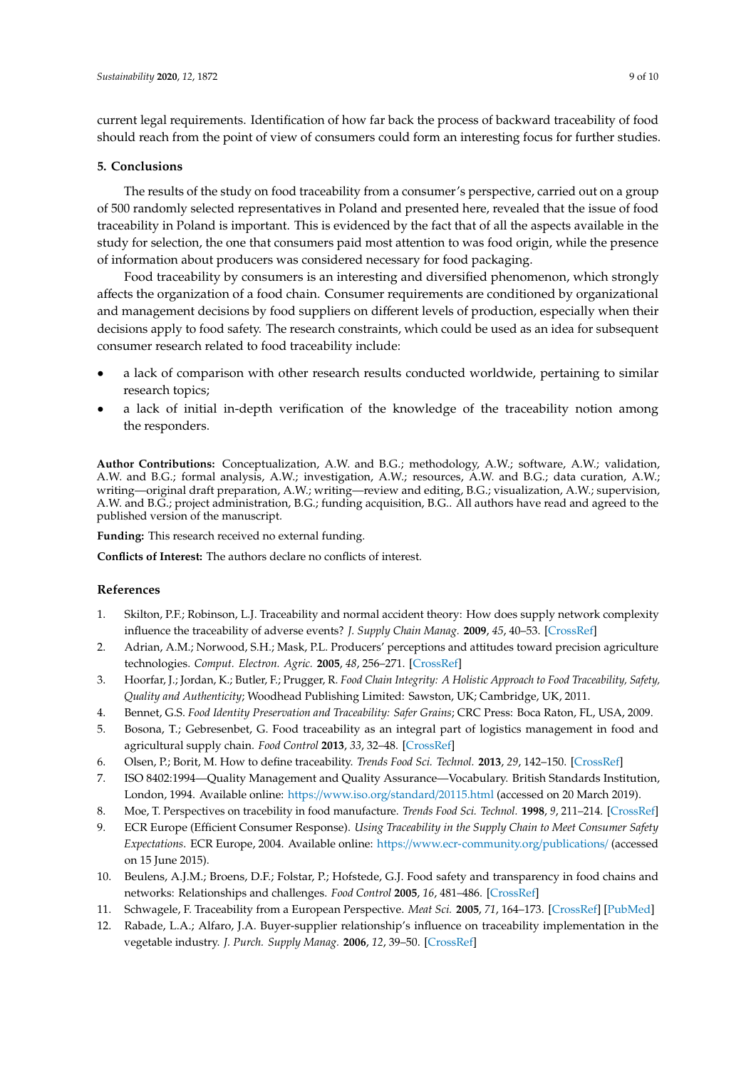current legal requirements. Identification of how far back the process of backward traceability of food should reach from the point of view of consumers could form an interesting focus for further studies.

## 5. Conclusions

The results of the study on food traceability from a consumer's perspective, carried out on a group of 500 randomly selected representatives in Poland and presented here, revealed that the issue of food traceability in Poland is important. This is evidenced by the fact that of all the aspects available in the study for selection, the one that consumers paid most attention to was food origin, while the presence of information about producers was considered necessary for food packaging.

Food traceability by consumers is an interesting and diversified phenomenon, which strongly affects the organization of a food chain. Consumer requirements are conditioned by organizational and management decisions by food suppliers on different levels of production, especially when their decisions apply to food safety. The research constraints, which could be used as an idea for subsequent consumer research related to food traceability include:

- a lack of comparison with other research results conducted worldwide, pertaining to similar research topics;
- a lack of initial in-depth verification of the knowledge of the traceability notion among the responders.

**Author Contributions:** Conceptualization, A.W. and B.G.; methodology, A.W.; software, A.W.; validation, A.W. and B.G.; formal analysis, A.W.; investigation, A.W.; resources, A.W. and B.G.; data curation, A.W.; writing—original draft preparation, A.W.; writing—review and editing, B.G.; visualization, A.W.; supervision, A.W. and B.G.; project administration, B.G.; funding acquisition, B.G.. All authors have read and agreed to the published version of the manuscript.

**Funding:** This research received no external funding.

**Conflicts of Interest:** The authors declare no conflicts of interest.

## References

1. Skilton, P.F.; Robinson, L.J. Traceability and normal accident theory: How does supply network complexity influence the traceability of adverse events? *J. Supply Chain Manag.* **2009**, *45*, 40–53. [CrossRef]
2. Adrian, A.M.; Norwood, S.H.; Mask, P.L. Producers' perceptions and attitudes toward precision agriculture technologies. *Comput. Electron. Agric.* **2005**, *48*, 256–271. [CrossRef]
3. Hoorfar, J.; Jordan, K.; Butler, F.; Prugger, R. *Food Chain Integrity: A Holistic Approach to Food Traceability, Safety, Quality and Authenticity*; Woodhead Publishing Limited: Sawston, UK; Cambridge, UK, 2011.
4. Bennet, G.S. *Food Identity Preservation and Traceability: Safer Grains*; CRC Press: Boca Raton, FL, USA, 2009.
5. Bosona, T.; Gebresenbet, G. Food traceability as an integral part of logistics management in food and agricultural supply chain. *Food Control* **2013**, *33*, 32–48. [CrossRef]
6. Olsen, P.; Borit, M. How to define traceability. *Trends Food Sci. Technol.* **2013**, *29*, 142–150. [CrossRef]
7. ISO 8402:1994—Quality Management and Quality Assurance—Vocabulary. British Standards Institution, London, 1994. Available online: https://www.iso.org/standard/20115.html (accessed on 20 March 2019).
8. Moe, T. Perspectives on tracebility in food manufacture. *Trends Food Sci. Technol.* **1998**, *9*, 211–214. [CrossRef]
9. ECR Europe (Efficient Consumer Response). *Using Traceability in the Supply Chain to Meet Consumer Safety Expectations*. ECR Europe, 2004. Available online: https://www.ecr-community.org/publications/ (accessed on 15 June 2015).
10. Beulens, A.J.M.; Broens, D.F.; Folstar, P.; Hofstede, G.J. Food safety and transparency in food chains and networks: Relationships and challenges. *Food Control* **2005**, *16*, 481–486. [CrossRef]
11. Schwagele, F. Traceability from a European Perspective. *Meat Sci.* **2005**, *71*, 164–173. [CrossRef] [PubMed]
12. Rabade, L.A.; Alfaro, J.A. Buyer-supplier relationship's influence on traceability implementation in the vegetable industry. *J. Purch. Supply Manag.* **2006**, *12*, 39–50. [CrossRef]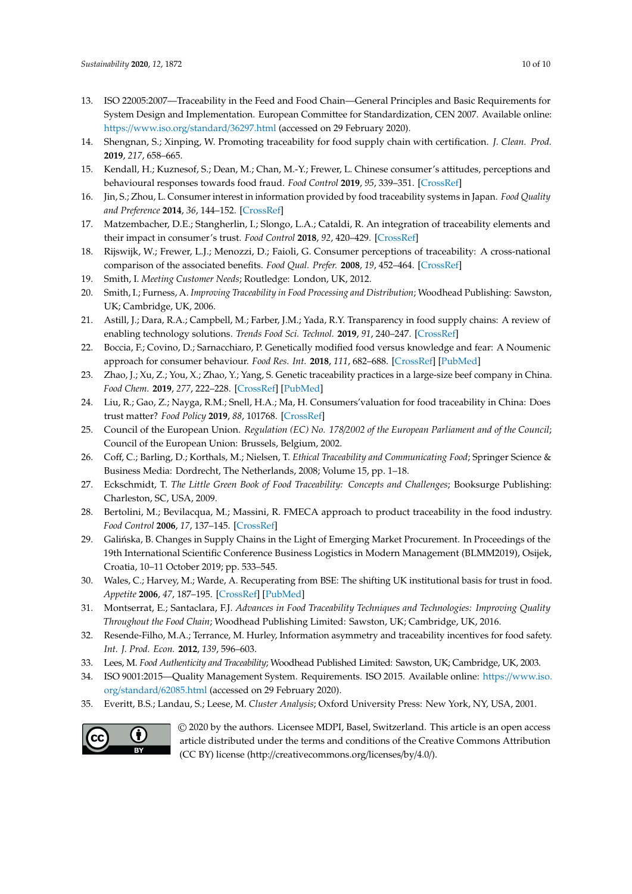13. ISO 22005:2007—Traceability in the Feed and Food Chain—General Principles and Basic Requirements for System Design and Implementation. European Committee for Standardization, CEN 2007. Available online: https://www.iso.org/standard/36297.html (accessed on 29 February 2020).
14. Shengnan, S.; Xinping, W. Promoting traceability for food supply chain with certification. *J. Clean. Prod.* **2019**, *217*, 658–665.
15. Kendall, H.; Kuznesof, S.; Dean, M.; Chan, M.-Y.; Frewer, L. Chinese consumer's attitudes, perceptions and behavioural responses towards food fraud. *Food Control* **2019**, *95*, 339–351. [CrossRef]
16. Jin, S.; Zhou, L. Consumer interest in information provided by food traceability systems in Japan. *Food Quality and Preference* **2014**, *36*, 144–152. [CrossRef]
17. Matzembacher, D.E.; Stangherlin, I.; Slongo, L.A.; Cataldi, R. An integration of traceability elements and their impact in consumer's trust. *Food Control* **2018**, *92*, 420–429. [CrossRef]
18. Rijswijk, W.; Frewer, L.J.; Menozzi, D.; Faioli, G. Consumer perceptions of traceability: A cross-national comparison of the associated benefits. *Food Qual. Prefer.* **2008**, *19*, 452–464. [CrossRef]
19. Smith, I. *Meeting Customer Needs*; Routledge: London, UK, 2012.
20. Smith, I.; Furness, A. *Improving Traceability in Food Processing and Distribution*; Woodhead Publishing: Sawston, UK; Cambridge, UK, 2006.
21. Astill, J.; Dara, R.A.; Campbell, M.; Farber, J.M.; Yada, R.Y. Transparency in food supply chains: A review of enabling technology solutions. *Trends Food Sci. Technol.* **2019**, *91*, 240–247. [CrossRef]
22. Boccia, F.; Covino, D.; Sarnacchiaro, P. Genetically modified food versus knowledge and fear: A Noumenic approach for consumer behaviour. *Food Res. Int.* **2018**, *111*, 682–688. [CrossRef] [PubMed]
23. Zhao, J.; Xu, Z.; You, X.; Zhao, Y.; Yang, S. Genetic traceability practices in a large-size beef company in China. *Food Chem.* **2019**, *277*, 222–228. [CrossRef] [PubMed]
24. Liu, R.; Gao, Z.; Nayga, R.M.; Snell, H.A.; Ma, H. Consumers'valuation for food traceability in China: Does trust matter? *Food Policy* **2019**, *88*, 101768. [CrossRef]
25. Council of the European Union. *Regulation (EC) No. 178/2002 of the European Parliament and of the Council*; Council of the European Union: Brussels, Belgium, 2002.
26. Coff, C.; Barling, D.; Korthals, M.; Nielsen, T. *Ethical Traceability and Communicating Food*; Springer Science & Business Media: Dordrecht, The Netherlands, 2008; Volume 15, pp. 1–18.
27. Eckschmidt, T. *The Little Green Book of Food Traceability: Concepts and Challenges*; Booksurge Publishing: Charleston, SC, USA, 2009.
28. Bertolini, M.; Bevilacqua, M.; Massini, R. FMECA approach to product traceability in the food industry. *Food Control* **2006**, *17*, 137–145. [CrossRef]
29. Galińska, B. Changes in Supply Chains in the Light of Emerging Market Procurement. In Proceedings of the 19th International Scientific Conference Business Logistics in Modern Management (BLMM2019), Osijek, Croatia, 10–11 October 2019; pp. 533–545.
30. Wales, C.; Harvey, M.; Warde, A. Recuperating from BSE: The shifting UK institutional basis for trust in food. *Appetite* **2006**, *47*, 187–195. [CrossRef] [PubMed]
31. Montserrat, E.; Santaclara, F.J. *Advances in Food Traceability Techniques and Technologies: Improving Quality Throughout the Food Chain*; Woodhead Publishing Limited: Sawston, UK; Cambridge, UK, 2016.
32. Resende-Filho, M.A.; Terrance, M. Hurley, Information asymmetry and traceability incentives for food safety. *Int. J. Prod. Econ.* **2012**, *139*, 596–603.
33. Lees, M. *Food Authenticity and Traceability*; Woodhead Published Limited: Sawston, UK; Cambridge, UK, 2003.
34. ISO 9001:2015—Quality Management System. Requirements. ISO 2015. Available online: https://www.iso.org/standard/62085.html (accessed on 29 February 2020).
35. Everitt, B.S.; Landau, S.; Leese, M. *Cluster Analysis*; Oxford University Press: New York, NY, USA, 2001.

© 2020 by the authors. Licensee MDPI, Basel, Switzerland. This article is an open access article distributed under the terms and conditions of the Creative Commons Attribution (CC BY) license (http://creativecommons.org/licenses/by/4.0/).